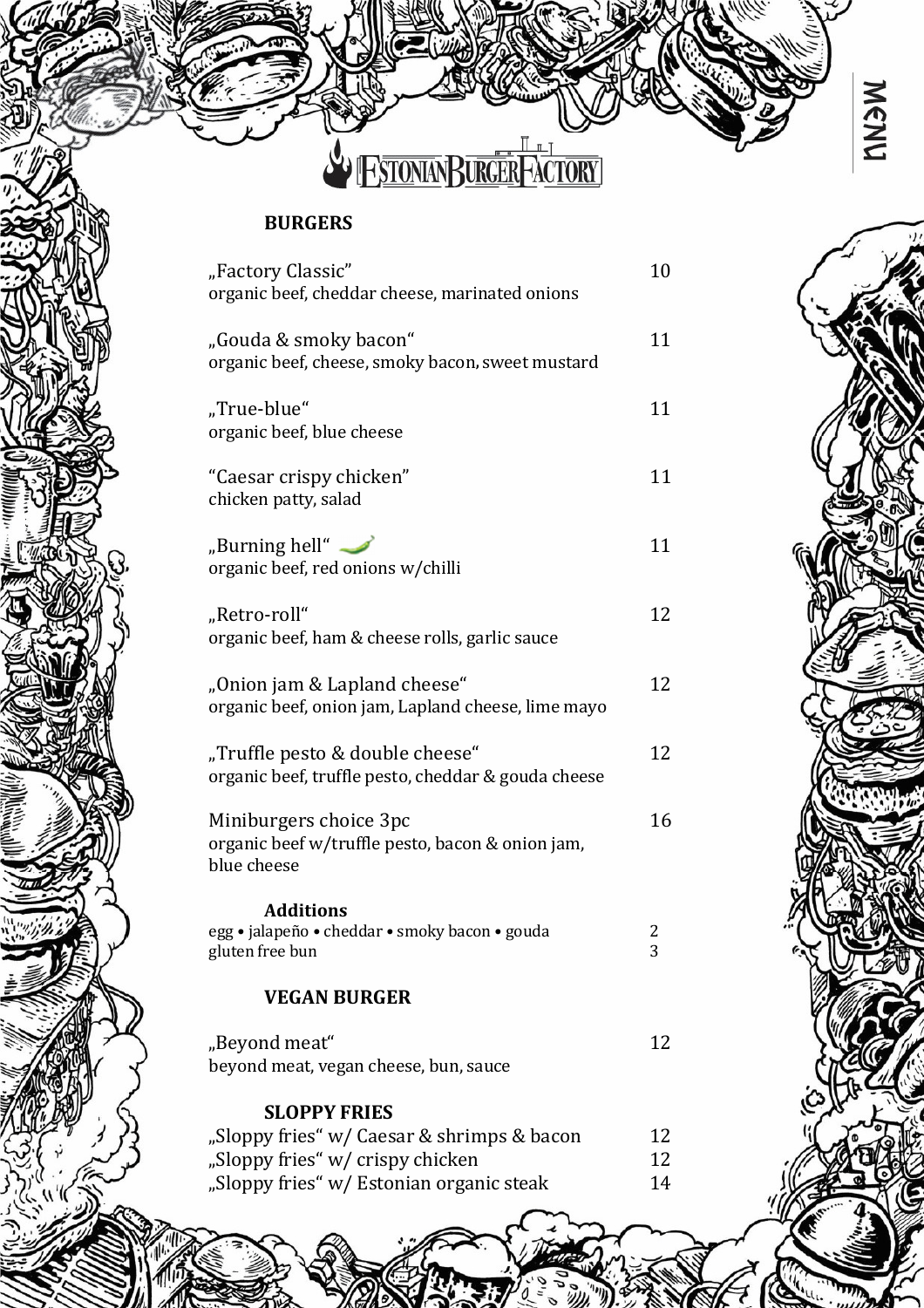# ESTONIAN BURGER FACTORY

MENU

## BURGERS

„Factory Classic" 10
organic beef, cheddar cheese, marinated onions

„Gouda & smoky bacon" 11
organic beef, cheese, smoky bacon, sweet mustard

„True-blue" 11
organic beef, blue cheese

"Caesar crispy chicken" 11
chicken patty, salad

„Burning hell" 11
organic beef, red onions w/chilli

„Retro-roll" 12
organic beef, ham & cheese rolls, garlic sauce

„Onion jam & Lapland cheese" 12
organic beef, onion jam, Lapland cheese, lime mayo

„Truffle pesto & double cheese" 12
organic beef, truffle pesto, cheddar & gouda cheese

Miniburgers choice 3pc 16
organic beef w/truffle pesto, bacon & onion jam, blue cheese

### Additions

egg • jalapeño • cheddar • smoky bacon • gouda 2
gluten free bun 3

## VEGAN BURGER

„Beyond meat" 12
beyond meat, vegan cheese, bun, sauce

## SLOPPY FRIES

„Sloppy fries" w/ Caesar & shrimps & bacon 12
„Sloppy fries" w/ crispy chicken 12
„Sloppy fries" w/ Estonian organic steak 14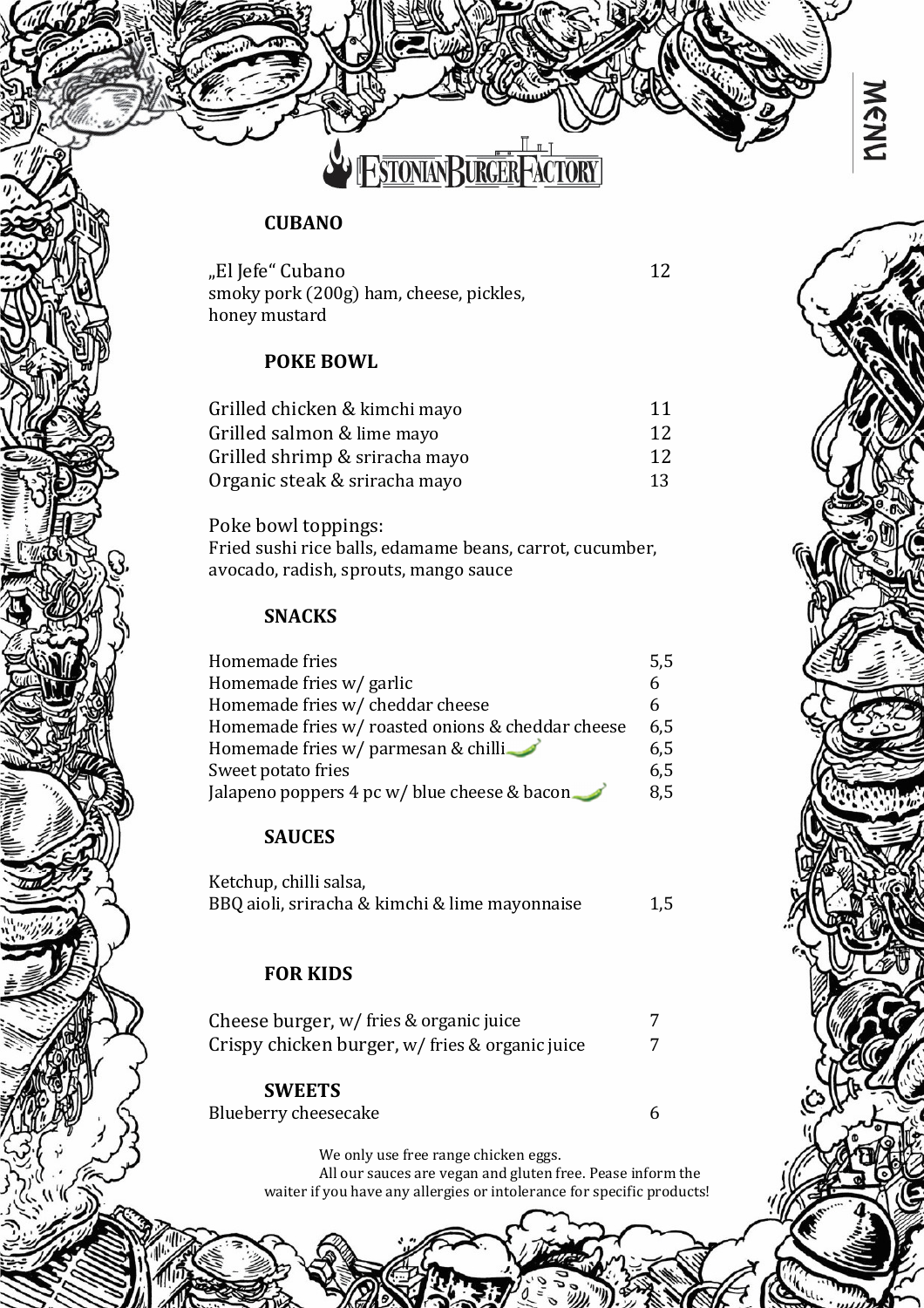# ESTONIAN BURGER FACTORY

MENU

## CUBANO

| Item | Price |
|---|---|
| „El Jefe" Cubano<br>smoky pork (200g) ham, cheese, pickles, honey mustard | 12 |

## POKE BOWL

| Item | Price |
|---|---|
| Grilled chicken & kimchi mayo | 11 |
| Grilled salmon & lime mayo | 12 |
| Grilled shrimp & sriracha mayo | 12 |
| Organic steak & sriracha mayo | 13 |

Poke bowl toppings:
Fried sushi rice balls, edamame beans, carrot, cucumber, avocado, radish, sprouts, mango sauce

## SNACKS

| Item | Price |
|---|---|
| Homemade fries | 5,5 |
| Homemade fries w/ garlic | 6 |
| Homemade fries w/ cheddar cheese | 6 |
| Homemade fries w/ roasted onions & cheddar cheese | 6,5 |
| Homemade fries w/ parmesan & chilli 🌶 | 6,5 |
| Sweet potato fries | 6,5 |
| Jalapeno poppers 4 pc w/ blue cheese & bacon 🌶 | 8,5 |

## SAUCES

| Item | Price |
|---|---|
| Ketchup, chilli salsa,<br>BBQ aioli, sriracha & kimchi & lime mayonnaise | 1,5 |

## FOR KIDS

| Item | Price |
|---|---|
| Cheese burger, w/ fries & organic juice | 7 |
| Crispy chicken burger, w/ fries & organic juice | 7 |

## SWEETS

| Item | Price |
|---|---|
| Blueberry cheesecake | 6 |

We only use free range chicken eggs.
All our sauces are vegan and gluten free. Pease inform the waiter if you have any allergies or intolerance for specific products!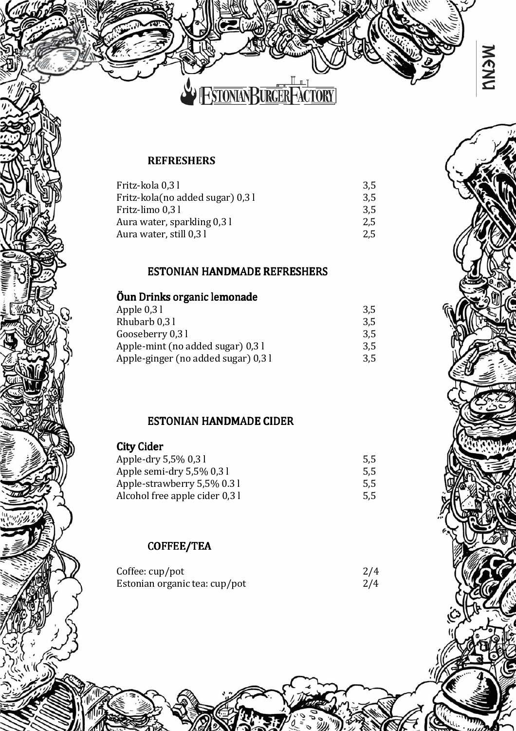# ESTONIAN BURGER FACTORY

MENU

## REFRESHERS

| | |
|---|---|
| Fritz-kola 0,3 l | 3,5 |
| Fritz-kola(no added sugar) 0,3 l | 3,5 |
| Fritz-limo 0,3 l | 3,5 |
| Aura water, sparkling 0,3 l | 2,5 |
| Aura water, still 0,3 l | 2,5 |

## ESTONIAN HANDMADE REFRESHERS

### Öun Drinks organic lemonade

| | |
|---|---|
| Apple 0,3 l | 3,5 |
| Rhubarb 0,3 l | 3,5 |
| Gooseberry 0,3 l | 3,5 |
| Apple-mint (no added sugar) 0,3 l | 3,5 |
| Apple-ginger (no added sugar) 0,3 l | 3,5 |

## ESTONIAN HANDMADE CIDER

### City Cider

| | |
|---|---|
| Apple-dry 5,5% 0,3 l | 5,5 |
| Apple semi-dry 5,5% 0,3 l | 5,5 |
| Apple-strawberry 5,5% 0.3 l | 5,5 |
| Alcohol free apple cider 0,3 l | 5,5 |

## COFFEE/TEA

| | |
|---|---|
| Coffee: cup/pot | 2/4 |
| Estonian organic tea: cup/pot | 2/4 |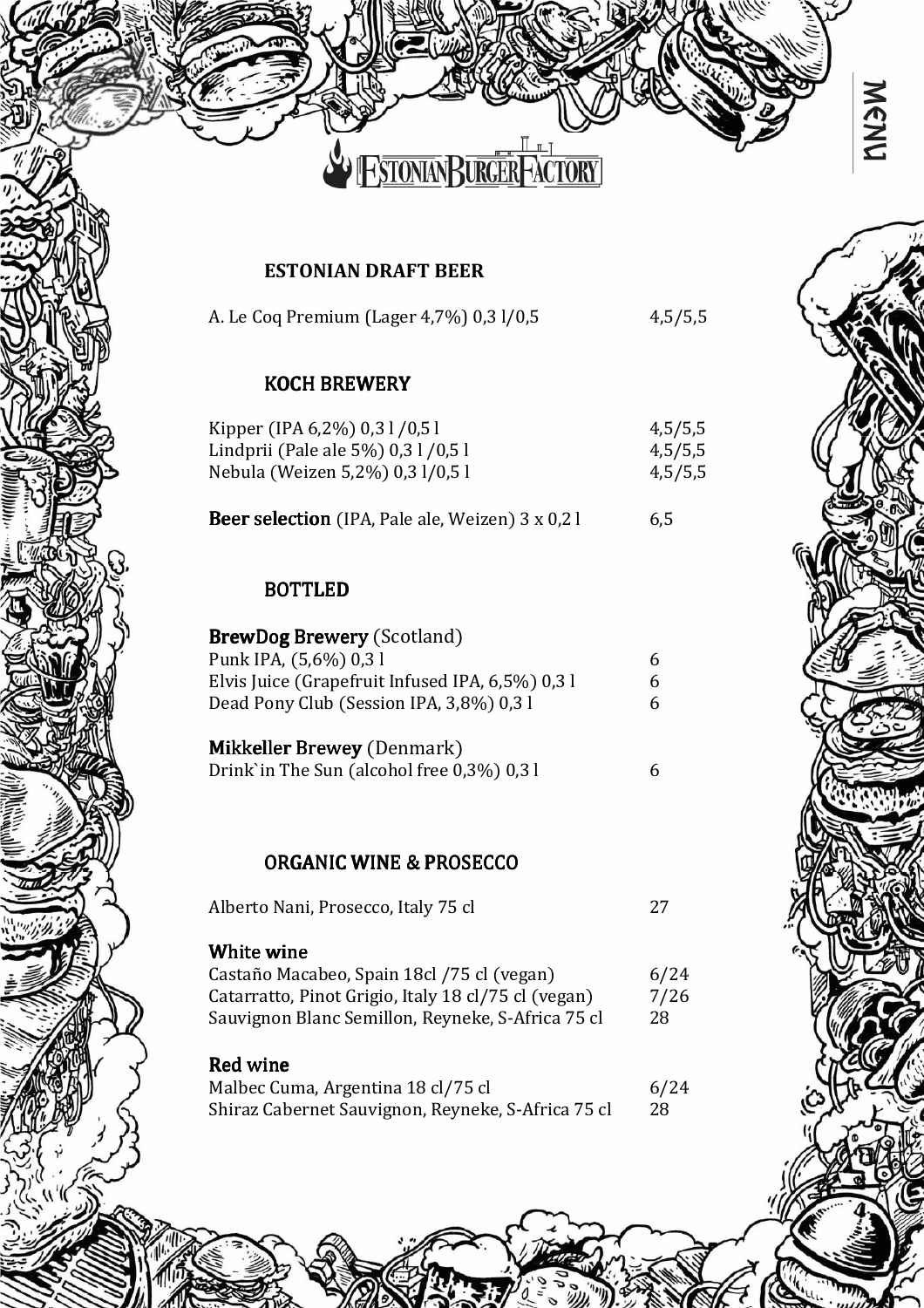MENU

ESTONIAN BURGER FACTORY

## ESTONIAN DRAFT BEER

| | |
|---|---|
| A. Le Coq Premium (Lager 4,7%) 0,3 l/0,5 | 4,5/5,5 |

## KOCH BREWERY

| | |
|---|---|
| Kipper (IPA 6,2%) 0,3 l /0,5 l | 4,5/5,5 |
| Lindprii (Pale ale 5%) 0,3 l /0,5 l | 4,5/5,5 |
| Nebula (Weizen 5,2%) 0,3 l/0,5 l | 4,5/5,5 |
| **Beer selection** (IPA, Pale ale, Weizen) 3 x 0,2 l | 6,5 |

## BOTTLED

**BrewDog Brewery** (Scotland)

| | |
|---|---|
| Punk IPA, (5,6%) 0,3 l | 6 |
| Elvis Juice (Grapefruit Infused IPA, 6,5%) 0,3 l | 6 |
| Dead Pony Club (Session IPA, 3,8%) 0,3 l | 6 |

**Mikkeller Brewey** (Denmark)

| | |
|---|---|
| Drink`in The Sun (alcohol free 0,3%) 0,3 l | 6 |

## ORGANIC WINE & PROSECCO

| | |
|---|---|
| Alberto Nani, Prosecco, Italy 75 cl | 27 |

**White wine**

| | |
|---|---|
| Castaño Macabeo, Spain 18cl /75 cl (vegan) | 6/24 |
| Catarratto, Pinot Grigio, Italy 18 cl/75 cl (vegan) | 7/26 |
| Sauvignon Blanc Semillon, Reyneke, S-Africa 75 cl | 28 |

**Red wine**

| | |
|---|---|
| Malbec Cuma, Argentina 18 cl/75 cl | 6/24 |
| Shiraz Cabernet Sauvignon, Reyneke, S-Africa 75 cl | 28 |